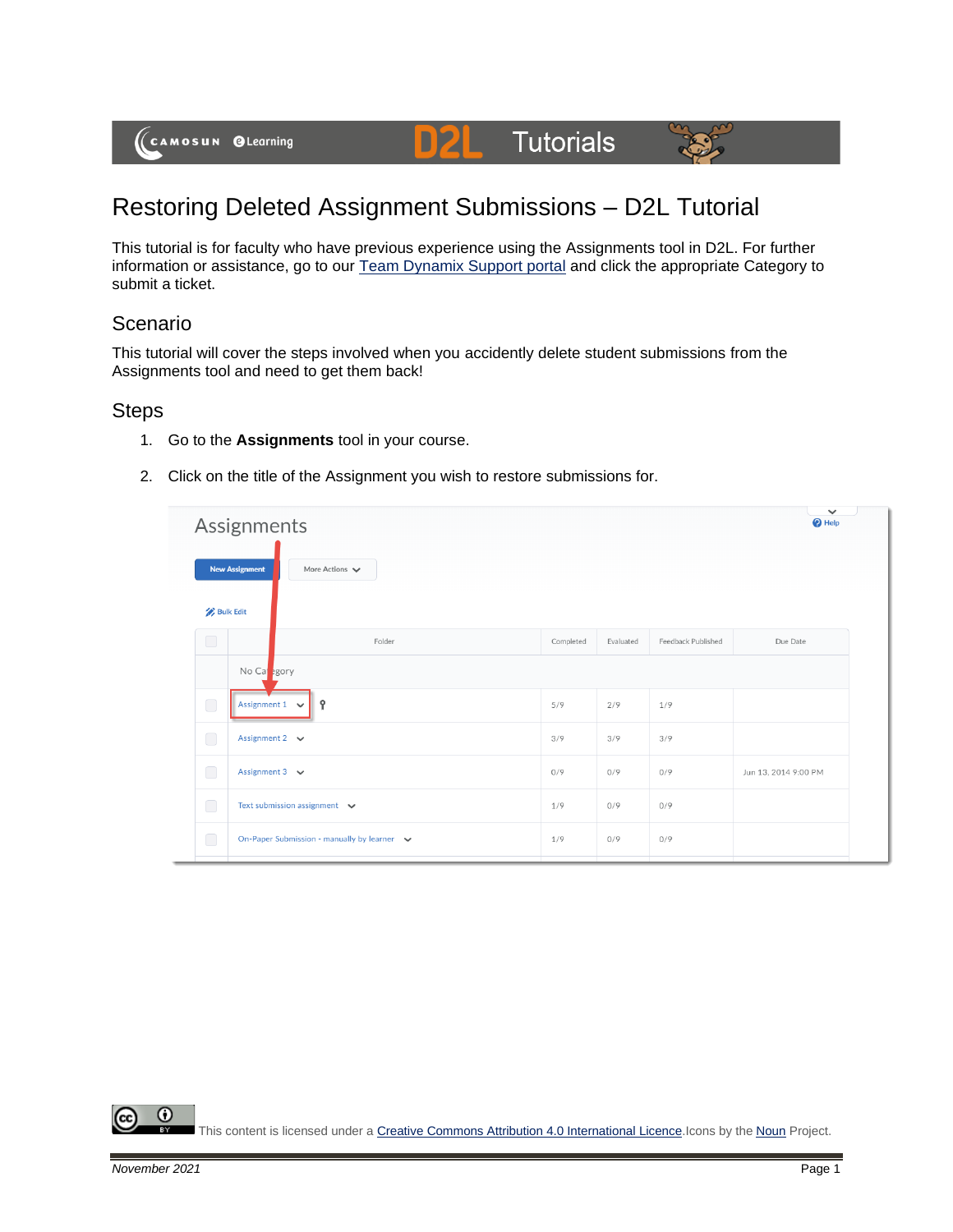# Restoring Deleted Assignment Submissions – D2L Tutorial

This tutorial is for faculty who have previous experience using the Assignments tool in D2L. For further information or assistance, go to our [Team Dynamix Support portal](#) and click the appropriate Category to submit a ticket.

## Scenario

This tutorial will cover the steps involved when you accidently delete student submissions from the Assignments tool and need to get them back!

## Steps

1. Go to the **Assignments** tool in your course.
2. Click on the title of the Assignment you wish to restore submissions for.

This content is licensed under a [Creative Commons Attribution 4.0 International Licence](#).Icons by the [Noun](#) Project.

*November 2021*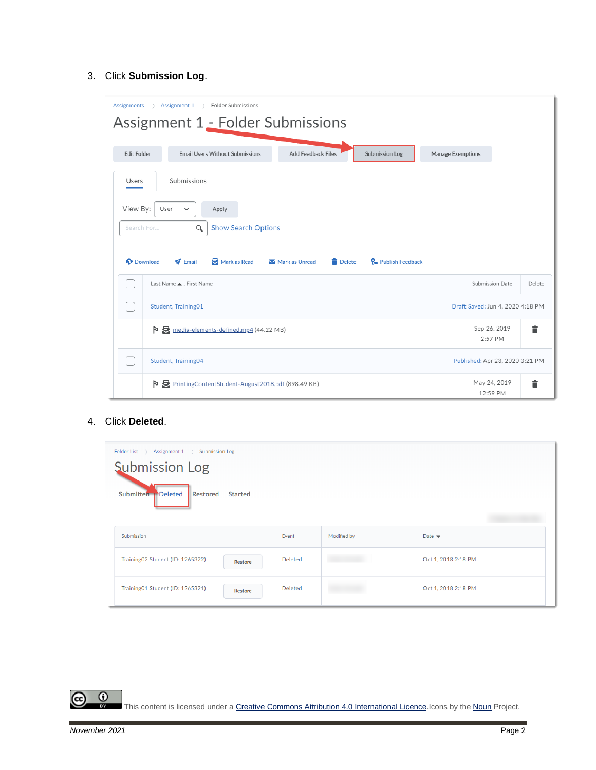3. Click **Submission Log**.

4. Click **Deleted**.

This content is licensed under a Creative Commons Attribution 4.0 International Licence. Icons by the Noun Project.

*November 2021*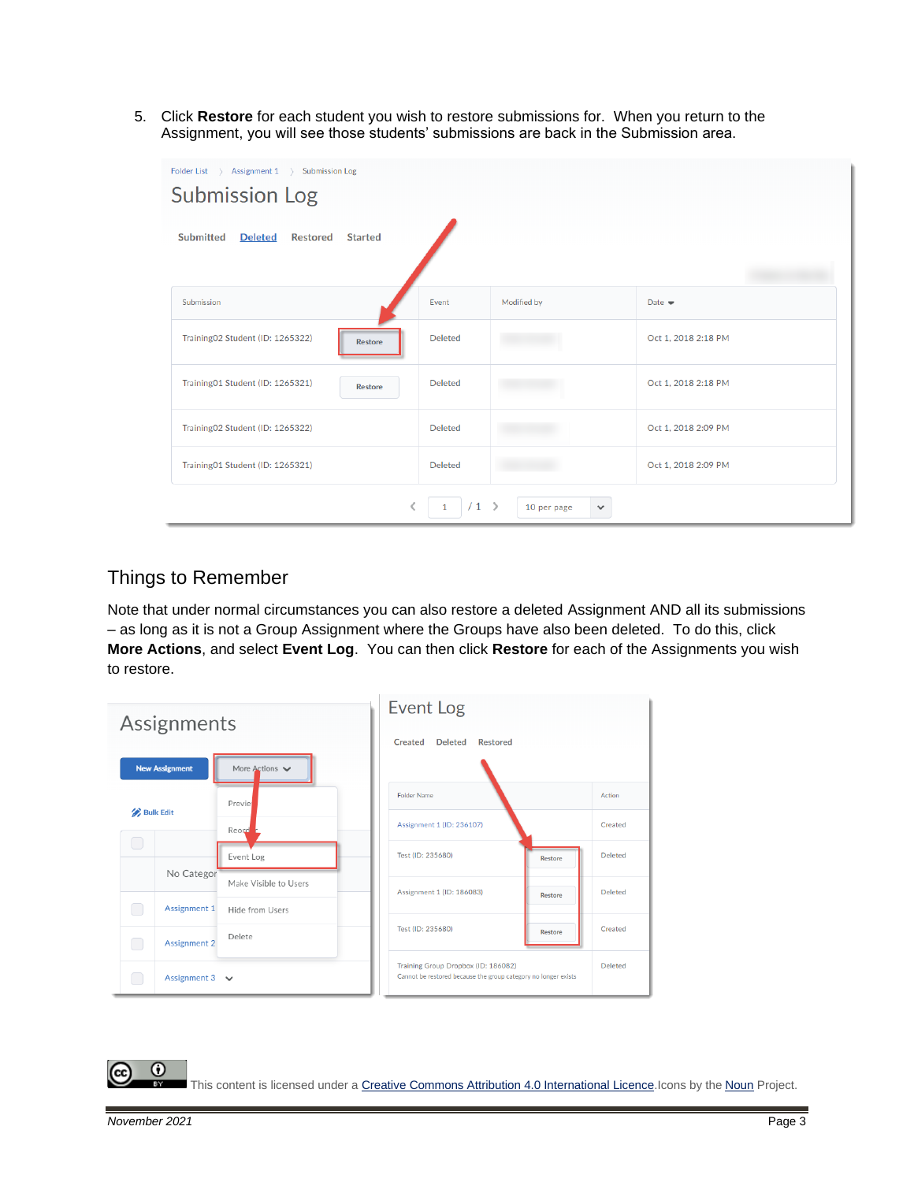5. Click **Restore** for each student you wish to restore submissions for. When you return to the Assignment, you will see those students' submissions are back in the Submission area.

## Things to Remember

Note that under normal circumstances you can also restore a deleted Assignment AND all its submissions – as long as it is not a Group Assignment where the Groups have also been deleted. To do this, click **More Actions**, and select **Event Log**. You can then click **Restore** for each of the Assignments you wish to restore.

This content is licensed under a Creative Commons Attribution 4.0 International Licence. Icons by the Noun Project.

*November 2021*